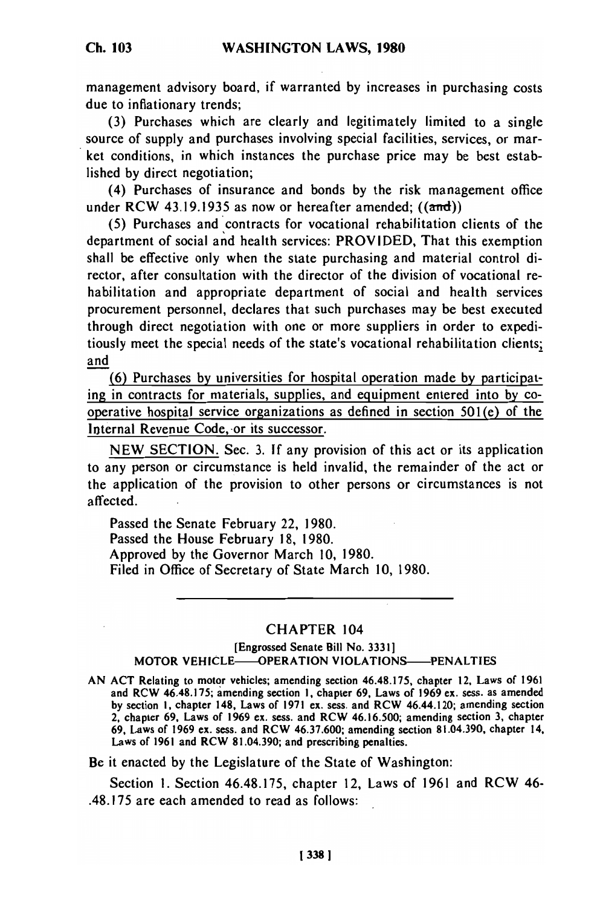management advisory board, if warranted by increases in purchasing costs due to inflationary trends;

(3) Purchases which are clearly and legitimately limited to a single source of supply and purchases involving special facilities, services, or market conditions, in which instances the purchase price may be best established by direct negotiation;

(4) Purchases of insurance and bonds by the risk management office under RCW 43.19.1935 as now or hereafter amended; ((~~and~~))

(5) Purchases and contracts for vocational rehabilitation clients of the department of social and health services: PROVIDED, That this exemption shall be effective only when the state purchasing and material control director, after consultation with the director of the division of vocational rehabilitation and appropriate department of social and health services procurement personnel, declares that such purchases may be best executed through direct negotiation with one or more suppliers in order to expeditiously meet the special needs of the state's vocational rehabilitation clients; and

(6) Purchases by universities for hospital operation made by participating in contracts for materials, supplies, and equipment entered into by cooperative hospital service organizations as defined in section 501(e) of the Internal Revenue Code, or its successor.

NEW SECTION. Sec. 3. If any provision of this act or its application to any person or circumstance is held invalid, the remainder of the act or the application of the provision to other persons or circumstances is not affected.

Passed the Senate February 22, 1980.
Passed the House February 18, 1980.
Approved by the Governor March 10, 1980.
Filed in Office of Secretary of State March 10, 1980.

---

## CHAPTER 104

[Engrossed Senate Bill No. 3331]

MOTOR VEHICLE—OPERATION VIOLATIONS—PENALTIES

AN ACT Relating to motor vehicles; amending section 46.48.175, chapter 12, Laws of 1961 and RCW 46.48.175; amending section 1, chapter 69, Laws of 1969 ex. sess. as amended by section 1, chapter 148, Laws of 1971 ex. sess. and RCW 46.44.120; amending section 2, chapter 69, Laws of 1969 ex. sess. and RCW 46.16.500; amending section 3, chapter 69, Laws of 1969 ex. sess. and RCW 46.37.600; amending section 81.04.390, chapter 14, Laws of 1961 and RCW 81.04.390; and prescribing penalties.

Be it enacted by the Legislature of the State of Washington:

Section 1. Section 46.48.175, chapter 12, Laws of 1961 and RCW 46-.48.175 are each amended to read as follows: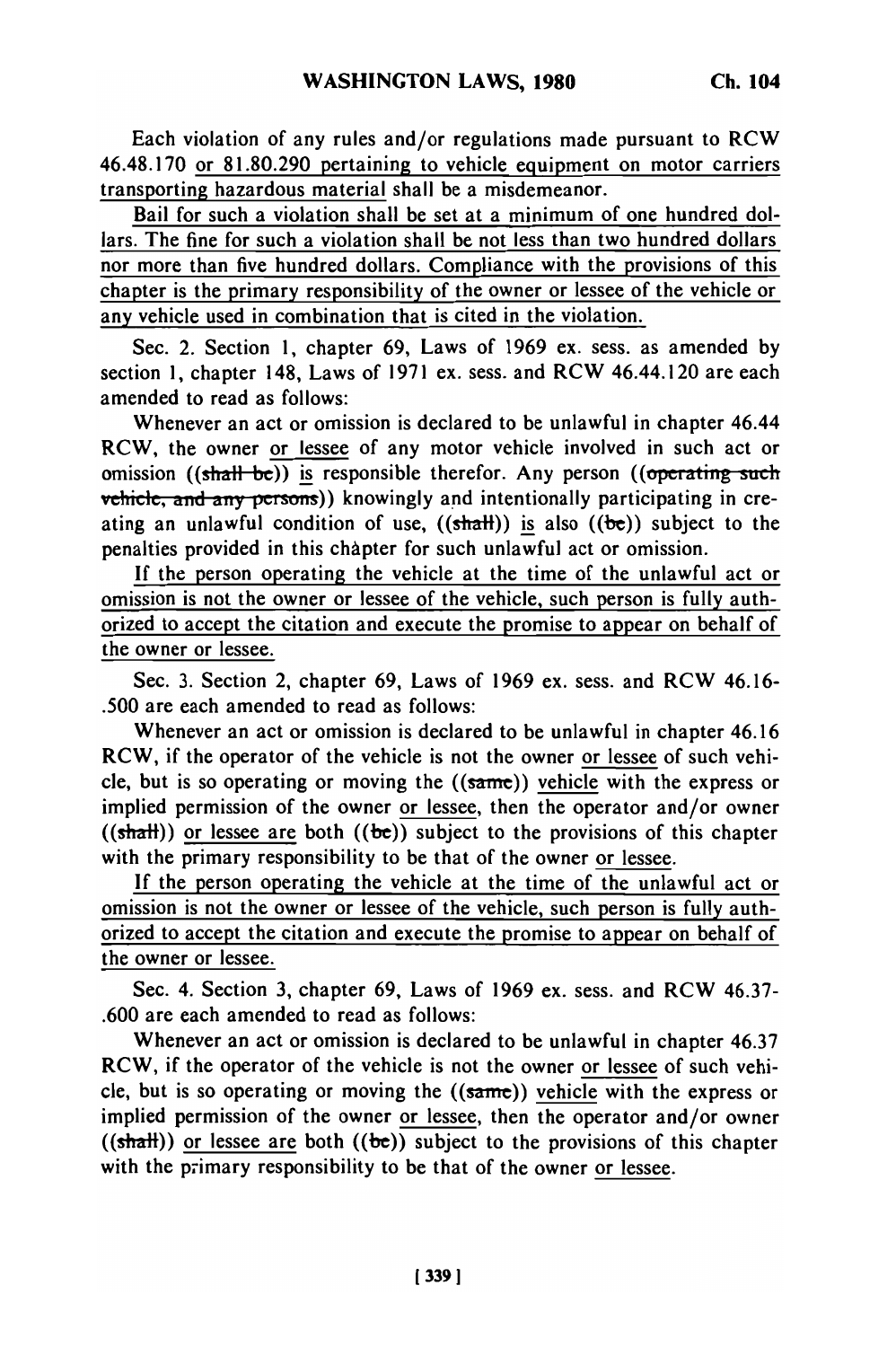Each violation of any rules and/or regulations made pursuant to RCW 46.48.170 or 81.80.290 pertaining to vehicle equipment on motor carriers transporting hazardous material shall be a misdemeanor.

Bail for such a violation shall be set at a minimum of one hundred dollars. The fine for such a violation shall be not less than two hundred dollars nor more than five hundred dollars. Compliance with the provisions of this chapter is the primary responsibility of the owner or lessee of the vehicle or any vehicle used in combination that is cited in the violation.

Sec. 2. Section 1, chapter 69, Laws of 1969 ex. sess. as amended by section 1, chapter 148, Laws of 1971 ex. sess. and RCW 46.44.120 are each amended to read as follows:

Whenever an act or omission is declared to be unlawful in chapter 46.44 RCW, the owner or lessee of any motor vehicle involved in such act or omission ((shall be)) is responsible therefor. Any person ((operating such vehicle, and any persons)) knowingly and intentionally participating in creating an unlawful condition of use, ((shall)) is also ((be)) subject to the penalties provided in this chapter for such unlawful act or omission.

If the person operating the vehicle at the time of the unlawful act or omission is not the owner or lessee of the vehicle, such person is fully authorized to accept the citation and execute the promise to appear on behalf of the owner or lessee.

Sec. 3. Section 2, chapter 69, Laws of 1969 ex. sess. and RCW 46.16.500 are each amended to read as follows:

Whenever an act or omission is declared to be unlawful in chapter 46.16 RCW, if the operator of the vehicle is not the owner or lessee of such vehicle, but is so operating or moving the ((same)) vehicle with the express or implied permission of the owner or lessee, then the operator and/or owner ((shall)) or lessee are both ((be)) subject to the provisions of this chapter with the primary responsibility to be that of the owner or lessee.

If the person operating the vehicle at the time of the unlawful act or omission is not the owner or lessee of the vehicle, such person is fully authorized to accept the citation and execute the promise to appear on behalf of the owner or lessee.

Sec. 4. Section 3, chapter 69, Laws of 1969 ex. sess. and RCW 46.37.600 are each amended to read as follows:

Whenever an act or omission is declared to be unlawful in chapter 46.37 RCW, if the operator of the vehicle is not the owner or lessee of such vehicle, but is so operating or moving the ((same)) vehicle with the express or implied permission of the owner or lessee, then the operator and/or owner ((shall)) or lessee are both ((be)) subject to the provisions of this chapter with the primary responsibility to be that of the owner or lessee.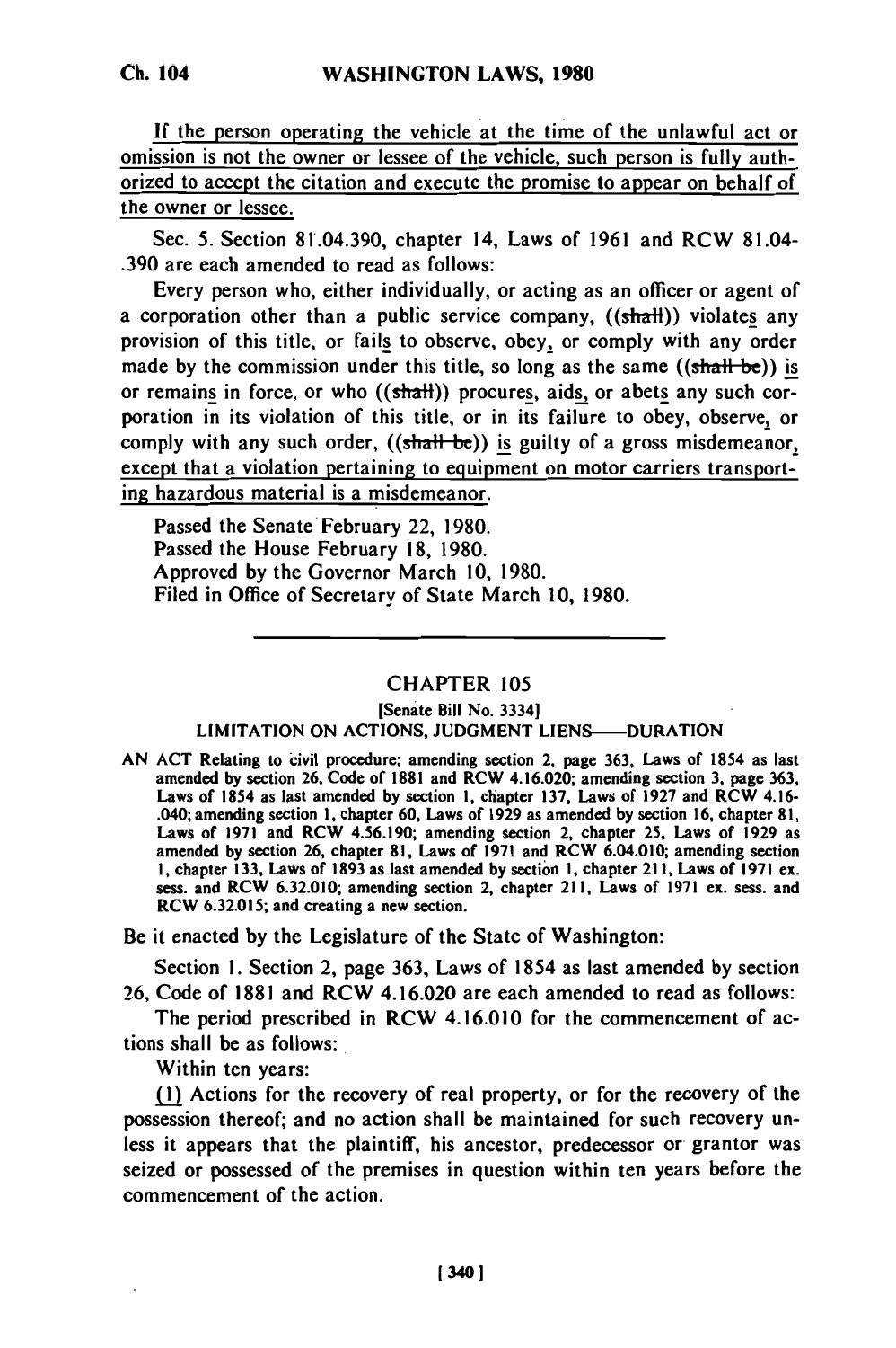If the person operating the vehicle at the time of the unlawful act or omission is not the owner or lessee of the vehicle, such person is fully authorized to accept the citation and execute the promise to appear on behalf of the owner or lessee.

Sec. 5. Section 81.04.390, chapter 14, Laws of 1961 and RCW 81.04.390 are each amended to read as follows:

Every person who, either individually, or acting as an officer or agent of a corporation other than a public service company, ((shall)) violates any provision of this title, or fails to observe, obey, or comply with any order made by the commission under this title, so long as the same ((shall be)) is or remains in force, or who ((shall)) procures, aids, or abets any such corporation in its violation of this title, or in its failure to obey, observe, or comply with any such order, ((shall be)) is guilty of a gross misdemeanor, except that a violation pertaining to equipment on motor carriers transporting hazardous material is a misdemeanor.

Passed the Senate February 22, 1980.
Passed the House February 18, 1980.
Approved by the Governor March 10, 1980.
Filed in Office of Secretary of State March 10, 1980.

---

## CHAPTER 105

[Senate Bill No. 3334]

LIMITATION ON ACTIONS, JUDGMENT LIENS—DURATION

AN ACT Relating to civil procedure; amending section 2, page 363, Laws of 1854 as last amended by section 26, Code of 1881 and RCW 4.16.020; amending section 3, page 363, Laws of 1854 as last amended by section 1, chapter 137, Laws of 1927 and RCW 4.16.040; amending section 1, chapter 60, Laws of 1929 as amended by section 16, chapter 81, Laws of 1971 and RCW 4.56.190; amending section 2, chapter 25, Laws of 1929 as amended by section 26, chapter 81, Laws of 1971 and RCW 6.04.010; amending section 1, chapter 133, Laws of 1893 as last amended by section 1, chapter 211, Laws of 1971 ex. sess. and RCW 6.32.010; amending section 2, chapter 211, Laws of 1971 ex. sess. and RCW 6.32.015; and creating a new section.

Be it enacted by the Legislature of the State of Washington:

Section 1. Section 2, page 363, Laws of 1854 as last amended by section 26, Code of 1881 and RCW 4.16.020 are each amended to read as follows:

The period prescribed in RCW 4.16.010 for the commencement of actions shall be as follows:

Within ten years:

(1) Actions for the recovery of real property, or for the recovery of the possession thereof; and no action shall be maintained for such recovery unless it appears that the plaintiff, his ancestor, predecessor or grantor was seized or possessed of the premises in question within ten years before the commencement of the action.